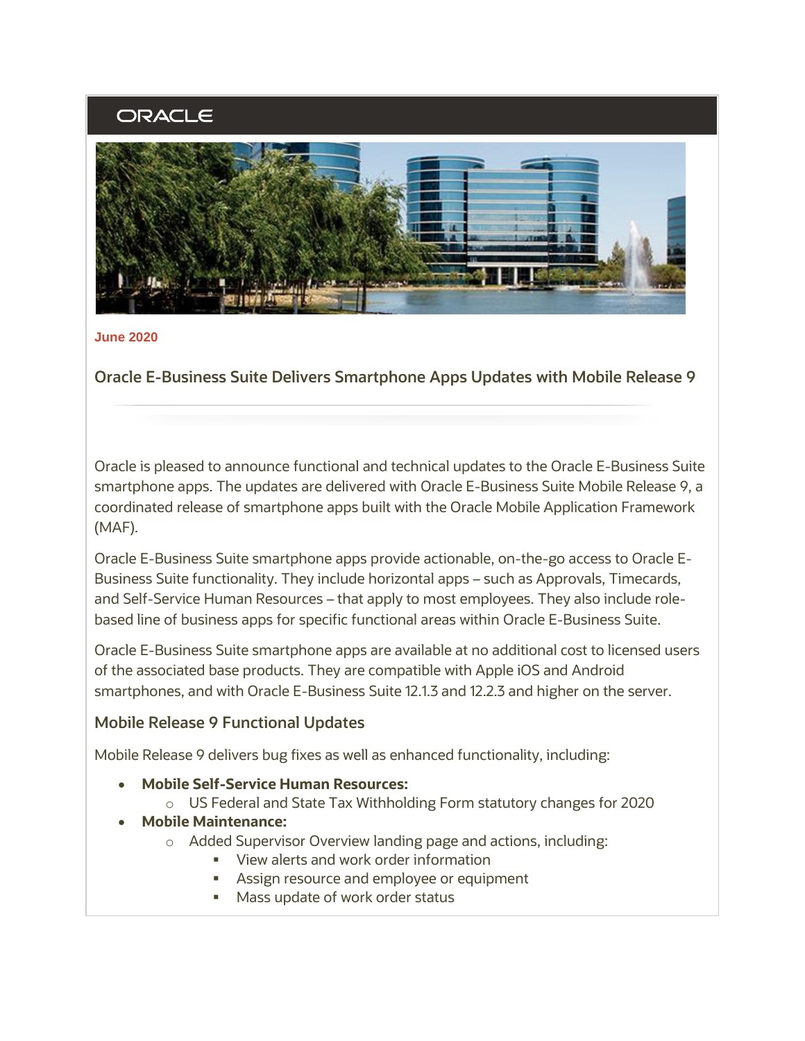ORACLE

June 2020

## Oracle E-Business Suite Delivers Smartphone Apps Updates with Mobile Release 9

Oracle is pleased to announce functional and technical updates to the Oracle E-Business Suite smartphone apps. The updates are delivered with Oracle E-Business Suite Mobile Release 9, a coordinated release of smartphone apps built with the Oracle Mobile Application Framework (MAF).

Oracle E-Business Suite smartphone apps provide actionable, on-the-go access to Oracle E-Business Suite functionality. They include horizontal apps – such as Approvals, Timecards, and Self-Service Human Resources – that apply to most employees. They also include role-based line of business apps for specific functional areas within Oracle E-Business Suite.

Oracle E-Business Suite smartphone apps are available at no additional cost to licensed users of the associated base products. They are compatible with Apple iOS and Android smartphones, and with Oracle E-Business Suite 12.1.3 and 12.2.3 and higher on the server.

### Mobile Release 9 Functional Updates

Mobile Release 9 delivers bug fixes as well as enhanced functionality, including:

- **Mobile Self-Service Human Resources:**
  - US Federal and State Tax Withholding Form statutory changes for 2020
- **Mobile Maintenance:**
  - Added Supervisor Overview landing page and actions, including:
    - View alerts and work order information
    - Assign resource and employee or equipment
    - Mass update of work order status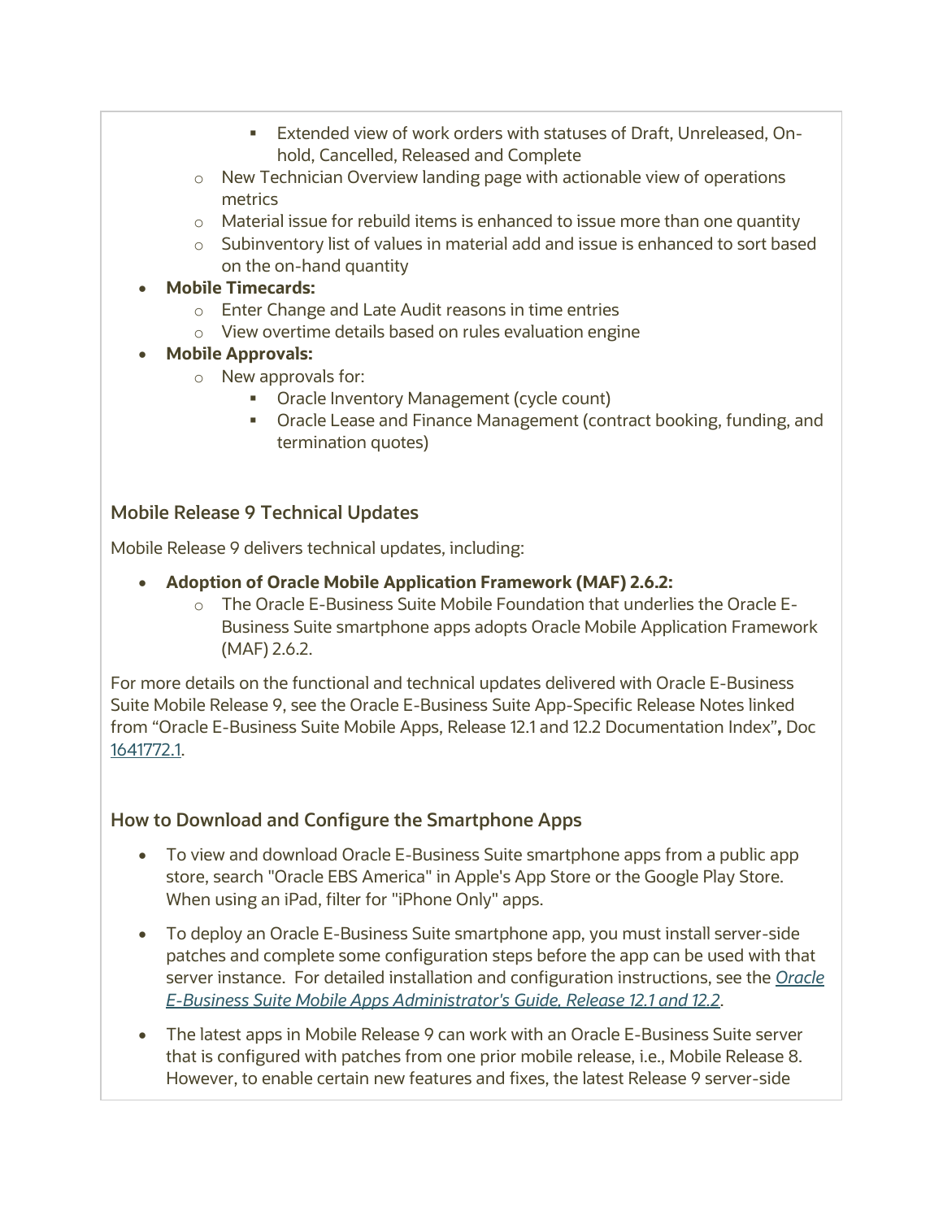- Extended view of work orders with statuses of Draft, Unreleased, On-hold, Cancelled, Released and Complete
    - New Technician Overview landing page with actionable view of operations metrics
    - Material issue for rebuild items is enhanced to issue more than one quantity
    - Subinventory list of values in material add and issue is enhanced to sort based on the on-hand quantity
- **Mobile Timecards:**
    - Enter Change and Late Audit reasons in time entries
    - View overtime details based on rules evaluation engine
- **Mobile Approvals:**
    - New approvals for:
        - Oracle Inventory Management (cycle count)
        - Oracle Lease and Finance Management (contract booking, funding, and termination quotes)

### Mobile Release 9 Technical Updates

Mobile Release 9 delivers technical updates, including:

- **Adoption of Oracle Mobile Application Framework (MAF) 2.6.2:**
    - The Oracle E-Business Suite Mobile Foundation that underlies the Oracle E-Business Suite smartphone apps adopts Oracle Mobile Application Framework (MAF) 2.6.2.

For more details on the functional and technical updates delivered with Oracle E-Business Suite Mobile Release 9, see the Oracle E-Business Suite App-Specific Release Notes linked from "Oracle E-Business Suite Mobile Apps, Release 12.1 and 12.2 Documentation Index"**,** Doc 1641772.1.

### How to Download and Configure the Smartphone Apps

- To view and download Oracle E-Business Suite smartphone apps from a public app store, search "Oracle EBS America" in Apple's App Store or the Google Play Store. When using an iPad, filter for "iPhone Only" apps.
- To deploy an Oracle E-Business Suite smartphone app, you must install server-side patches and complete some configuration steps before the app can be used with that server instance. For detailed installation and configuration instructions, see the *Oracle E-Business Suite Mobile Apps Administrator's Guide, Release 12.1 and 12.2*.
- The latest apps in Mobile Release 9 can work with an Oracle E-Business Suite server that is configured with patches from one prior mobile release, i.e., Mobile Release 8. However, to enable certain new features and fixes, the latest Release 9 server-side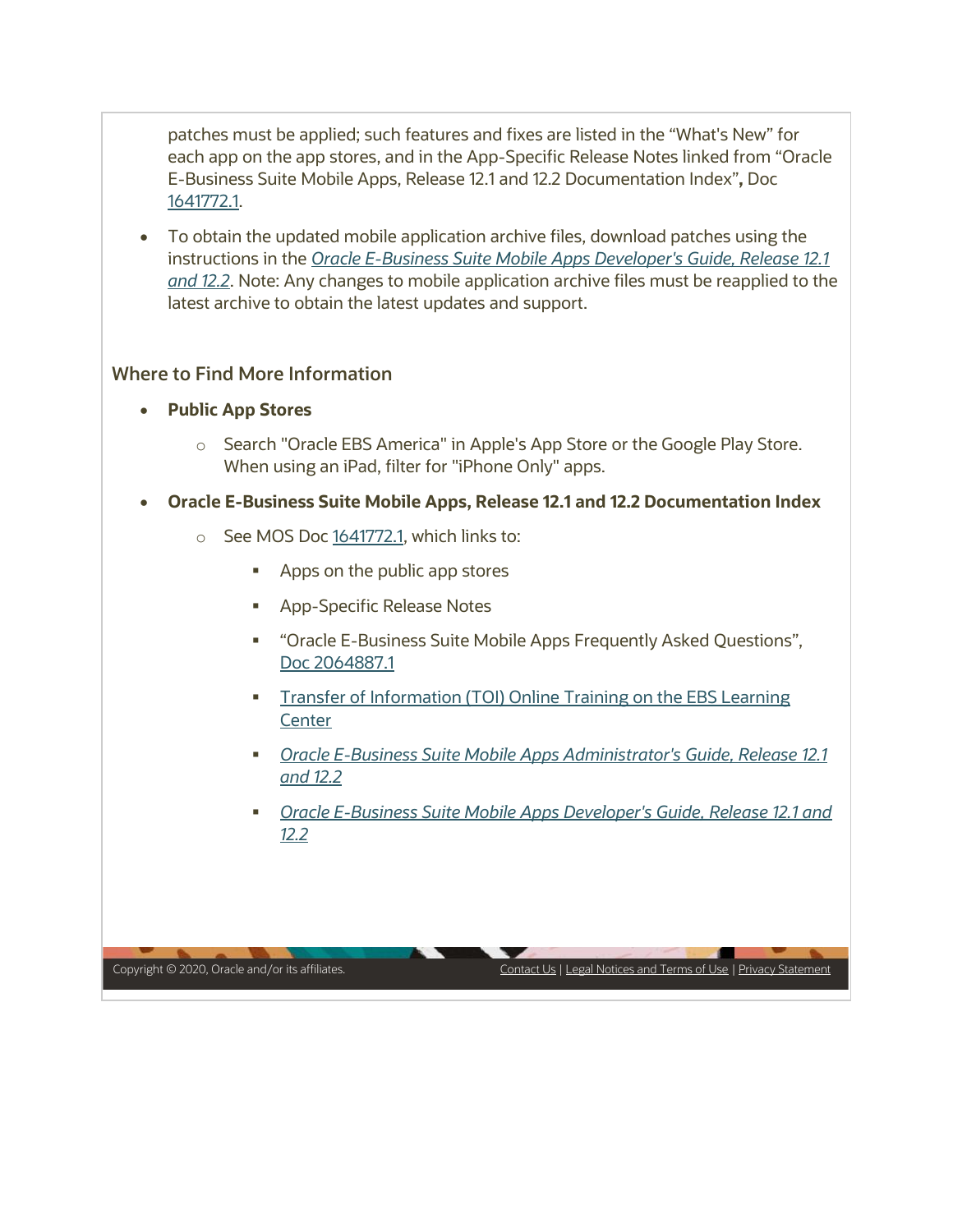patches must be applied; such features and fixes are listed in the "What's New" for each app on the app stores, and in the App-Specific Release Notes linked from "Oracle E-Business Suite Mobile Apps, Release 12.1 and 12.2 Documentation Index"**,** Doc 1641772.1.

- To obtain the updated mobile application archive files, download patches using the instructions in the *Oracle E-Business Suite Mobile Apps Developer's Guide, Release 12.1 and 12.2*. Note: Any changes to mobile application archive files must be reapplied to the latest archive to obtain the latest updates and support.

## Where to Find More Information

- **Public App Stores**
  - Search "Oracle EBS America" in Apple's App Store or the Google Play Store. When using an iPad, filter for "iPhone Only" apps.
- **Oracle E-Business Suite Mobile Apps, Release 12.1 and 12.2 Documentation Index**
  - See MOS Doc 1641772.1, which links to:
    - Apps on the public app stores
    - App-Specific Release Notes
    - "Oracle E-Business Suite Mobile Apps Frequently Asked Questions", Doc 2064887.1
    - Transfer of Information (TOI) Online Training on the EBS Learning Center
    - *Oracle E-Business Suite Mobile Apps Administrator's Guide, Release 12.1 and 12.2*
    - *Oracle E-Business Suite Mobile Apps Developer's Guide, Release 12.1 and 12.2*

Copyright © 2020, Oracle and/or its affiliates. Contact Us | Legal Notices and Terms of Use | Privacy Statement